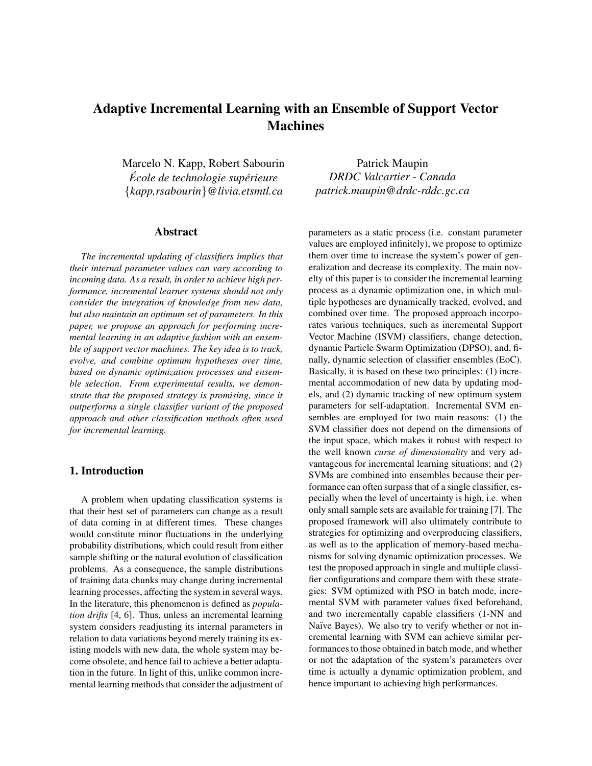# Adaptive Incremental Learning with an Ensemble of Support Vector Machines

Marcelo N. Kapp, Robert Sabourin
*École de technologie supérieure*
*{kapp,rsabourin}@livia.etsmtl.ca*

Patrick Maupin
*DRDC Valcartier - Canada*
*patrick.maupin@drdc-rddc.gc.ca*

## Abstract

*The incremental updating of classifiers implies that their internal parameter values can vary according to incoming data. As a result, in order to achieve high performance, incremental learner systems should not only consider the integration of knowledge from new data, but also maintain an optimum set of parameters. In this paper, we propose an approach for performing incremental learning in an adaptive fashion with an ensemble of support vector machines. The key idea is to track, evolve, and combine optimum hypotheses over time, based on dynamic optimization processes and ensemble selection. From experimental results, we demonstrate that the proposed strategy is promising, since it outperforms a single classifier variant of the proposed approach and other classification methods often used for incremental learning.*

## 1. Introduction

A problem when updating classification systems is that their best set of parameters can change as a result of data coming in at different times. These changes would constitute minor fluctuations in the underlying probability distributions, which could result from either sample shifting or the natural evolution of classification problems. As a consequence, the sample distributions of training data chunks may change during incremental learning processes, affecting the system in several ways. In the literature, this phenomenon is defined as *population drifts* [4, 6]. Thus, unless an incremental learning system considers readjusting its internal parameters in relation to data variations beyond merely training its existing models with new data, the whole system may become obsolete, and hence fail to achieve a better adaptation in the future. In light of this, unlike common incremental learning methods that consider the adjustment of parameters as a static process (i.e. constant parameter values are employed infinitely), we propose to optimize them over time to increase the system's power of generalization and decrease its complexity. The main novelty of this paper is to consider the incremental learning process as a dynamic optimization one, in which multiple hypotheses are dynamically tracked, evolved, and combined over time. The proposed approach incorporates various techniques, such as incremental Support Vector Machine (ISVM) classifiers, change detection, dynamic Particle Swarm Optimization (DPSO), and, finally, dynamic selection of classifier ensembles (EoC). Basically, it is based on these two principles: (1) incremental accommodation of new data by updating models, and (2) dynamic tracking of new optimum system parameters for self-adaptation. Incremental SVM ensembles are employed for two main reasons: (1) the SVM classifier does not depend on the dimensions of the input space, which makes it robust with respect to the well known *curse of dimensionality* and very advantageous for incremental learning situations; and (2) SVMs are combined into ensembles because their performance can often surpass that of a single classifier, especially when the level of uncertainty is high, i.e. when only small sample sets are available for training [7]. The proposed framework will also ultimately contribute to strategies for optimizing and overproducing classifiers, as well as to the application of memory-based mechanisms for solving dynamic optimization processes. We test the proposed approach in single and multiple classifier configurations and compare them with these strategies: SVM optimized with PSO in batch mode, incremental SVM with parameter values fixed beforehand, and two incrementally capable classifiers (1-NN and Naïve Bayes). We also try to verify whether or not incremental learning with SVM can achieve similar performances to those obtained in batch mode, and whether or not the adaptation of the system's parameters over time is actually a dynamic optimization problem, and hence important to achieving high performances.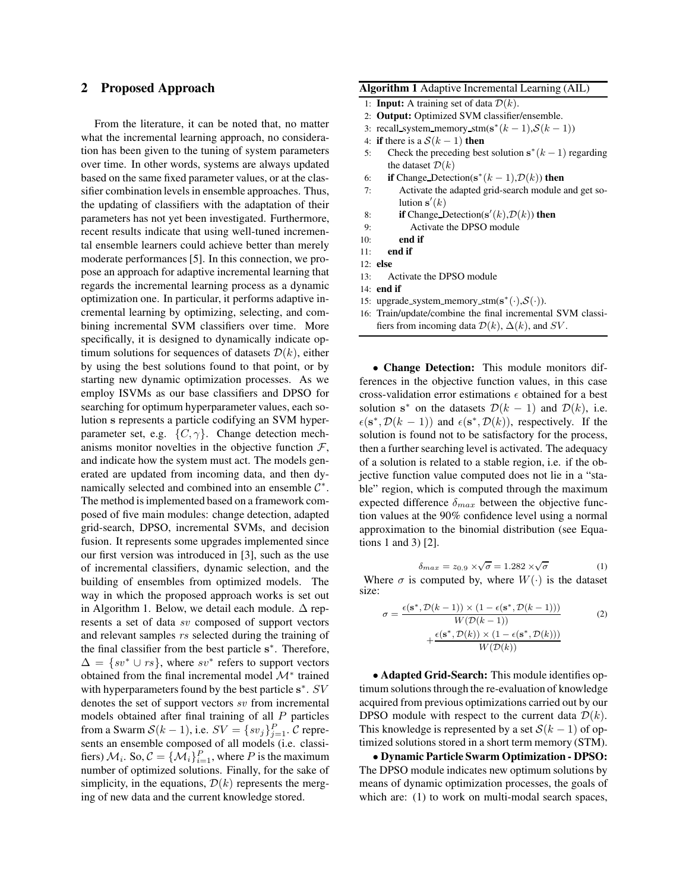## 2 Proposed Approach

From the literature, it can be noted that, no matter what the incremental learning approach, no consideration has been given to the tuning of system parameters over time. In other words, systems are always updated based on the same fixed parameter values, or at the classifier combination levels in ensemble approaches. Thus, the updating of classifiers with the adaptation of their parameters has not yet been investigated. Furthermore, recent results indicate that using well-tuned incremental ensemble learners could achieve better than merely moderate performances [5]. In this connection, we propose an approach for adaptive incremental learning that regards the incremental learning process as a dynamic optimization one. In particular, it performs adaptive incremental learning by optimizing, selecting, and combining incremental SVM classifiers over time. More specifically, it is designed to dynamically indicate optimum solutions for sequences of datasets $\mathcal{D}(k)$, either by using the best solutions found to that point, or by starting new dynamic optimization processes. As we employ ISVMs as our base classifiers and DPSO for searching for optimum hyperparameter values, each solution $\mathbf{s}$ represents a particle codifying an SVM hyperparameter set, e.g. $\{C, \gamma\}$. Change detection mechanisms monitor novelties in the objective function $\mathcal{F}$, and indicate how the system must act. The models generated are updated from incoming data, and then dynamically selected and combined into an ensemble $\mathcal{C}^*$. The method is implemented based on a framework composed of five main modules: change detection, adapted grid-search, DPSO, incremental SVMs, and decision fusion. It represents some upgrades implemented since our first version was introduced in [3], such as the use of incremental classifiers, dynamic selection, and the building of ensembles from optimized models. The way in which the proposed approach works is set out in Algorithm 1. Below, we detail each module. $\Delta$ represents a set of data $sv$ composed of support vectors and relevant samples $rs$ selected during the training of the final classifier from the best particle $\mathbf{s}^*$. Therefore, $\Delta = \{sv^* \cup rs\}$, where $sv^*$ refers to support vectors obtained from the final incremental model $\mathcal{M}^*$ trained with hyperparameters found by the best particle $\mathbf{s}^*$. $SV$ denotes the set of support vectors $sv$ from incremental models obtained after final training of all $P$ particles from a Swarm $\mathcal{S}(k-1)$, i.e. $SV = \{sv_j\}_{j=1}^{P}$. $\mathcal{C}$ represents an ensemble composed of all models (i.e. classifiers) $\mathcal{M}_i$. So, $\mathcal{C} = \{\mathcal{M}_i\}_{i=1}^{P}$, where $P$ is the maximum number of optimized solutions. Finally, for the sake of simplicity, in the equations, $\mathcal{D}(k)$ represents the merging of new data and the current knowledge stored.

**Algorithm 1** Adaptive Incremental Learning (AIL)

```
1:  Input: A training set of data D(k).
2:  Output: Optimized SVM classifier/ensemble.
3:  recall_system_memory_stm(s*(k−1),S(k−1))
4:  if there is a S(k−1) then
5:      Check the preceding best solution s*(k−1) regarding
        the dataset D(k)
6:      if Change_Detection(s*(k−1),D(k)) then
7:          Activate the adapted grid-search module and get so-
            lution s'(k)
8:          if Change_Detection(s'(k),D(k)) then
9:              Activate the DPSO module
10:         end if
11:     end if
12: else
13:     Activate the DPSO module
14: end if
15: upgrade_system_memory_stm(s*(·),S(·)).
16: Train/update/combine the final incremental SVM classi-
    fiers from incoming data D(k), Δ(k), and SV.
```

• **Change Detection:** This module monitors differences in the objective function values, in this case cross-validation error estimations $\epsilon$ obtained for a best solution $\mathbf{s}^*$ on the datasets $\mathcal{D}(k-1)$ and $\mathcal{D}(k)$, i.e. $\epsilon(\mathbf{s}^*, \mathcal{D}(k-1))$ and $\epsilon(\mathbf{s}^*, \mathcal{D}(k))$, respectively. If the solution is found not to be satisfactory for the process, then a further searching level is activated. The adequacy of a solution is related to a stable region, i.e. if the objective function value computed does not lie in a "stable" region, which is computed through the maximum expected difference $\delta_{max}$ between the objective function values at the 90% confidence level using a normal approximation to the binomial distribution (see Equations 1 and 3) [2].

$$\delta_{max} = z_{0.9} \times \sqrt{\sigma} = 1.282 \times \sqrt{\sigma} \tag{1}$$

Where $\sigma$ is computed by, where $W(\cdot)$ is the dataset size:

$$\sigma = \frac{\epsilon(\mathbf{s}^*, \mathcal{D}(k-1)) \times (1 - \epsilon(\mathbf{s}^*, \mathcal{D}(k-1)))}{W(\mathcal{D}(k-1))} + \frac{\epsilon(\mathbf{s}^*, \mathcal{D}(k)) \times (1 - \epsilon(\mathbf{s}^*, \mathcal{D}(k)))}{W(\mathcal{D}(k))} \tag{2}$$

• **Adapted Grid-Search:** This module identifies optimum solutions through the re-evaluation of knowledge acquired from previous optimizations carried out by our DPSO module with respect to the current data $\mathcal{D}(k)$. This knowledge is represented by a set $\mathcal{S}(k-1)$ of optimized solutions stored in a short term memory (STM).

• **Dynamic Particle Swarm Optimization - DPSO:** The DPSO module indicates new optimum solutions by means of dynamic optimization processes, the goals of which are: (1) to work on multi-modal search spaces,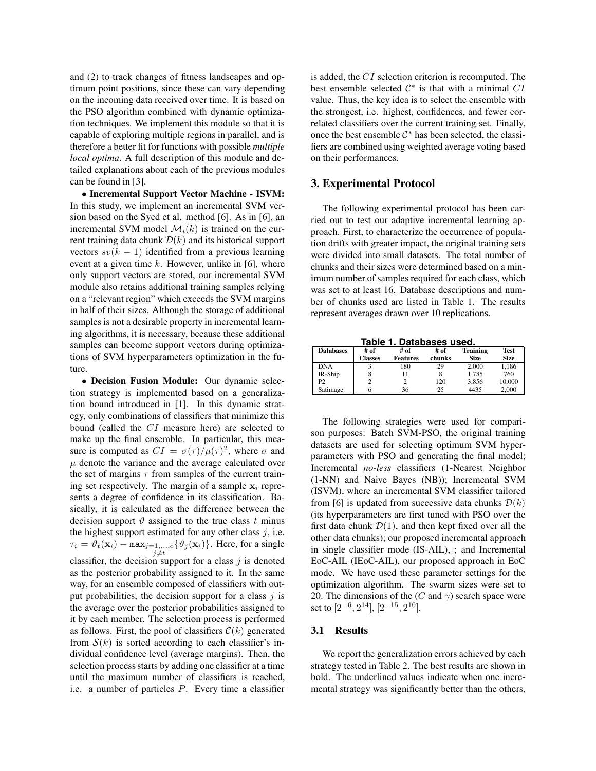and (2) to track changes of fitness landscapes and optimum point positions, since these can vary depending on the incoming data received over time. It is based on the PSO algorithm combined with dynamic optimization techniques. We implement this module so that it is capable of exploring multiple regions in parallel, and is therefore a better fit for functions with possible *multiple local optima*. A full description of this module and detailed explanations about each of the previous modules can be found in [3].

• **Incremental Support Vector Machine - ISVM:** In this study, we implement an incremental SVM version based on the Syed et al. method [6]. As in [6], an incremental SVM model $\mathcal{M}_i(k)$ is trained on the current training data chunk $\mathcal{D}(k)$ and its historical support vectors $sv(k-1)$ identified from a previous learning event at a given time $k$. However, unlike in [6], where only support vectors are stored, our incremental SVM module also retains additional training samples relying on a "relevant region" which exceeds the SVM margins in half of their sizes. Although the storage of additional samples is not a desirable property in incremental learning algorithms, it is necessary, because these additional samples can become support vectors during optimizations of SVM hyperparameters optimization in the future.

• **Decision Fusion Module:** Our dynamic selection strategy is implemented based on a generalization bound introduced in [1]. In this dynamic strategy, only combinations of classifiers that minimize this bound (called the $CI$ measure here) are selected to make up the final ensemble. In particular, this measure is computed as $CI = \sigma(\tau)/\mu(\tau)^2$, where $\sigma$ and $\mu$ denote the variance and the average calculated over the set of margins $\tau$ from samples of the current training set respectively. The margin of a sample $\mathbf{x}_i$ represents a degree of confidence in its classification. Basically, it is calculated as the difference between the decision support $\vartheta$ assigned to the true class $t$ minus the highest support estimated for any other class $j$, i.e. $\tau_i = \vartheta_t(\mathbf{x}_i) - \max_{j=1,\ldots,c, j \neq t}\{\vartheta_j(\mathbf{x}_i)\}$. Here, for a single classifier, the decision support for a class $j$ is denoted as the posterior probability assigned to it. In the same way, for an ensemble composed of classifiers with output probabilities, the decision support for a class $j$ is the average over the posterior probabilities assigned to it by each member. The selection process is performed as follows. First, the pool of classifiers $\mathcal{C}(k)$ generated from $\mathcal{S}(k)$ is sorted according to each classifier's individual confidence level (average margins). Then, the selection process starts by adding one classifier at a time until the maximum number of classifiers is reached, i.e. a number of particles $P$. Every time a classifier is added, the $CI$ selection criterion is recomputed. The best ensemble selected $\mathcal{C}^*$ is that with a minimal $CI$ value. Thus, the key idea is to select the ensemble with the strongest, i.e. highest, confidences, and fewer correlated classifiers over the current training set. Finally, once the best ensemble $\mathcal{C}^*$ has been selected, the classifiers are combined using weighted average voting based on their performances.

## 3. Experimental Protocol

The following experimental protocol has been carried out to test our adaptive incremental learning approach. First, to characterize the occurrence of population drifts with greater impact, the original training sets were divided into small datasets. The total number of chunks and their sizes were determined based on a minimum number of samples required for each class, which was set to at least 16. Database descriptions and number of chunks used are listed in Table 1. The results represent averages drawn over 10 replications.

**Table 1. Databases used.**

| Databases | # of Classes | # of Features | # of chunks | Training Size | Test Size |
|---|---|---|---|---|---|
| DNA | 3 | 180 | 29 | 2,000 | 1,186 |
| IR-Ship | 8 | 11 | 8 | 1,785 | 760 |
| P2 | 2 | 2 | 120 | 3,856 | 10,000 |
| Satimage | 6 | 36 | 25 | 4435 | 2,000 |

The following strategies were used for comparison purposes: Batch SVM-PSO, the original training datasets are used for selecting optimum SVM hyperparameters with PSO and generating the final model; Incremental *no-less* classifiers (1-Nearest Neighbor (1-NN) and Naive Bayes (NB)); Incremental SVM (ISVM), where an incremental SVM classifier tailored from [6] is updated from successive data chunks $\mathcal{D}(k)$ (its hyperparameters are first tuned with PSO over the first data chunk $\mathcal{D}(1)$, and then kept fixed over all the other data chunks); our proposed incremental approach in single classifier mode (IS-AIL), ; and Incremental EoC-AIL (IEoC-AIL), our proposed approach in EoC mode. We have used these parameter settings for the optimization algorithm. The swarm sizes were set to 20. The dimensions of the ($C$ and $\gamma$) search space were set to $[2^{-6}, 2^{14}]$, $[2^{-15}, 2^{10}]$.

### 3.1 Results

We report the generalization errors achieved by each strategy tested in Table 2. The best results are shown in bold. The underlined values indicate when one incremental strategy was significantly better than the others,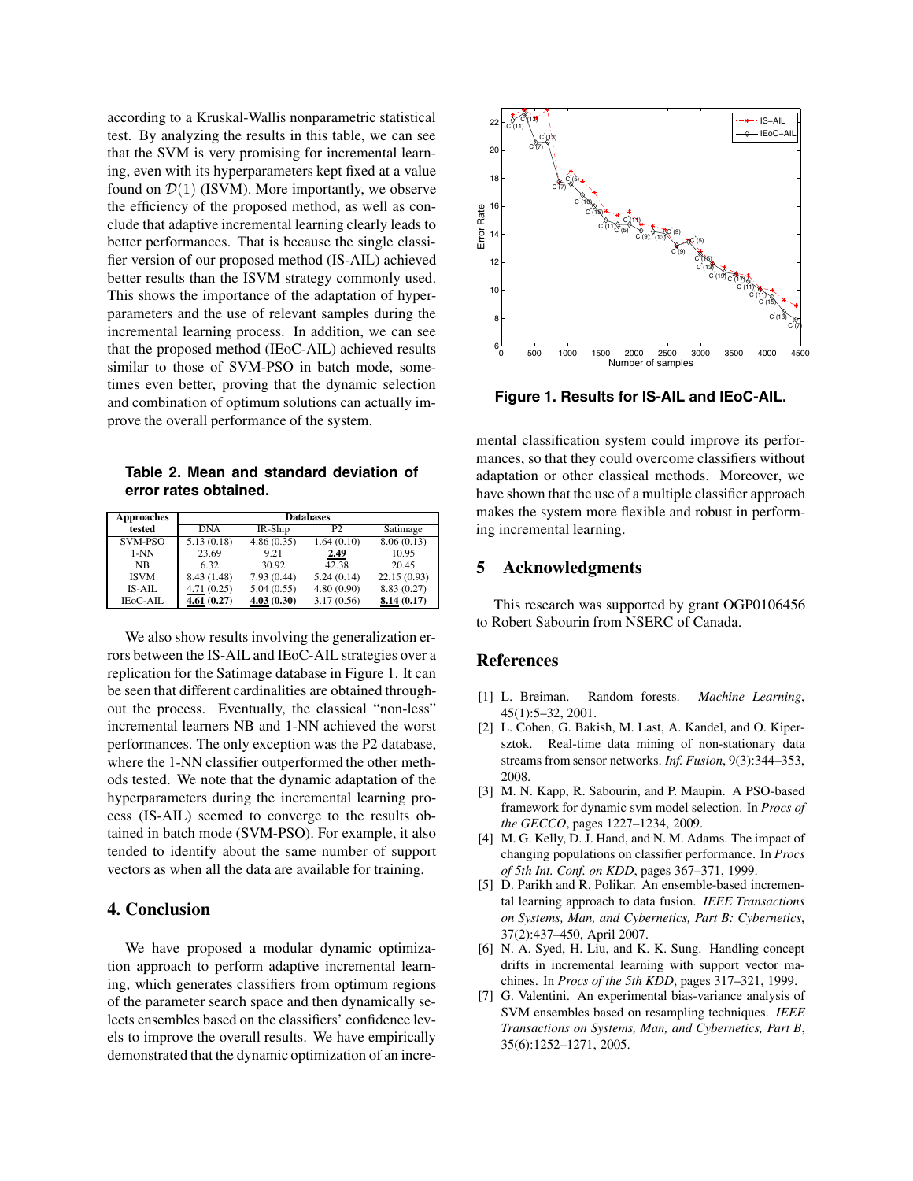according to a Kruskal-Wallis nonparametric statistical test. By analyzing the results in this table, we can see that the SVM is very promising for incremental learning, even with its hyperparameters kept fixed at a value found on $\mathcal{D}(1)$ (ISVM). More importantly, we observe the efficiency of the proposed method, as well as conclude that adaptive incremental learning clearly leads to better performances. That is because the single classifier version of our proposed method (IS-AIL) achieved better results than the ISVM strategy commonly used. This shows the importance of the adaptation of hyperparameters and the use of relevant samples during the incremental learning process. In addition, we can see that the proposed method (IEoC-AIL) achieved results similar to those of SVM-PSO in batch mode, sometimes even better, proving that the dynamic selection and combination of optimum solutions can actually improve the overall performance of the system.

**Table 2. Mean and standard deviation of error rates obtained.**

| Approaches tested | Databases | | | |
|---|---|---|---|---|
| | DNA | IR-Ship | P2 | Satimage |
| SVM-PSO | 5.13 (0.18) | 4.86 (0.35) | 1.64 (0.10) | 8.06 (0.13) |
| 1-NN | 23.69 | 9.21 | **2.49** | 10.95 |
| NB | 6.32 | 30.92 | 42.38 | 20.45 |
| ISVM | 8.43 (1.48) | 7.93 (0.44) | 5.24 (0.14) | 22.15 (0.93) |
| IS-AIL | 4.71 (0.25) | 5.04 (0.55) | 4.80 (0.90) | 8.83 (0.27) |
| IEoC-AIL | **4.61 (0.27)** | **4.03 (0.30)** | 3.17 (0.56) | **8.14 (0.17)** |

We also show results involving the generalization errors between the IS-AIL and IEoC-AIL strategies over a replication for the Satimage database in Figure 1. It can be seen that different cardinalities are obtained throughout the process. Eventually, the classical "non-less" incremental learners NB and 1-NN achieved the worst performances. The only exception was the P2 database, where the 1-NN classifier outperformed the other methods tested. We note that the dynamic adaptation of the hyperparameters during the incremental learning process (IS-AIL) seemed to converge to the results obtained in batch mode (SVM-PSO). For example, it also tended to identify about the same number of support vectors as when all the data are available for training.

Error Rate
Number of samples
IS-AIL
IEoC-AIL

**Figure 1. Results for IS-AIL and IEoC-AIL.**

## 4. Conclusion

We have proposed a modular dynamic optimization approach to perform adaptive incremental learning, which generates classifiers from optimum regions of the parameter search space and then dynamically selects ensembles based on the classifiers' confidence levels to improve the overall results. We have empirically demonstrated that the dynamic optimization of an incremental classification system could improve its performances, so that they could overcome classifiers without adaptation or other classical methods. Moreover, we have shown that the use of a multiple classifier approach makes the system more flexible and robust in performing incremental learning.

## 5 Acknowledgments

This research was supported by grant OGP0106456 to Robert Sabourin from NSERC of Canada.

## References

[1] L. Breiman. Random forests. *Machine Learning*, 45(1):5–32, 2001.

[2] L. Cohen, G. Bakish, M. Last, A. Kandel, and O. Kipersztok. Real-time data mining of non-stationary data streams from sensor networks. *Inf. Fusion*, 9(3):344–353, 2008.

[3] M. N. Kapp, R. Sabourin, and P. Maupin. A PSO-based framework for dynamic svm model selection. In *Procs of the GECCO*, pages 1227–1234, 2009.

[4] M. G. Kelly, D. J. Hand, and N. M. Adams. The impact of changing populations on classifier performance. In *Procs of 5th Int. Conf. on KDD*, pages 367–371, 1999.

[5] D. Parikh and R. Polikar. An ensemble-based incremental learning approach to data fusion. *IEEE Transactions on Systems, Man, and Cybernetics, Part B: Cybernetics*, 37(2):437–450, April 2007.

[6] N. A. Syed, H. Liu, and K. K. Sung. Handling concept drifts in incremental learning with support vector machines. In *Procs of the 5th KDD*, pages 317–321, 1999.

[7] G. Valentini. An experimental bias-variance analysis of SVM ensembles based on resampling techniques. *IEEE Transactions on Systems, Man, and Cybernetics, Part B*, 35(6):1252–1271, 2005.